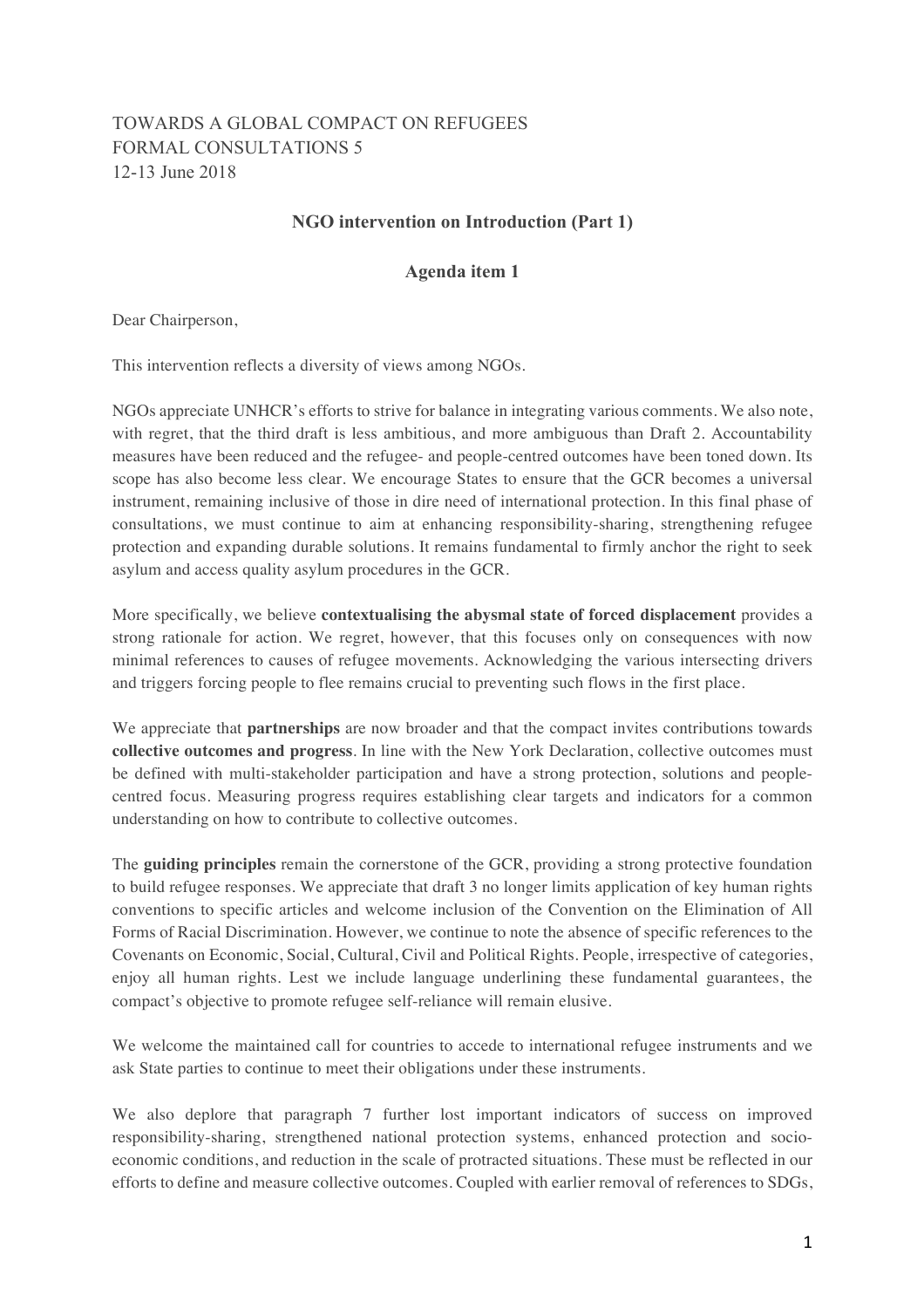TOWARDS A GLOBAL COMPACT ON REFUGEES
FORMAL CONSULTATIONS 5
12-13 June 2018

**NGO intervention on Introduction (Part 1)**

**Agenda item 1**

Dear Chairperson,

This intervention reflects a diversity of views among NGOs.

NGOs appreciate UNHCR's efforts to strive for balance in integrating various comments. We also note, with regret, that the third draft is less ambitious, and more ambiguous than Draft 2. Accountability measures have been reduced and the refugee- and people-centred outcomes have been toned down. Its scope has also become less clear. We encourage States to ensure that the GCR becomes a universal instrument, remaining inclusive of those in dire need of international protection. In this final phase of consultations, we must continue to aim at enhancing responsibility-sharing, strengthening refugee protection and expanding durable solutions. It remains fundamental to firmly anchor the right to seek asylum and access quality asylum procedures in the GCR.

More specifically, we believe **contextualising the abysmal state of forced displacement** provides a strong rationale for action. We regret, however, that this focuses only on consequences with now minimal references to causes of refugee movements. Acknowledging the various intersecting drivers and triggers forcing people to flee remains crucial to preventing such flows in the first place.

We appreciate that **partnerships** are now broader and that the compact invites contributions towards **collective outcomes and progress**. In line with the New York Declaration, collective outcomes must be defined with multi-stakeholder participation and have a strong protection, solutions and people-centred focus. Measuring progress requires establishing clear targets and indicators for a common understanding on how to contribute to collective outcomes.

The **guiding principles** remain the cornerstone of the GCR, providing a strong protective foundation to build refugee responses. We appreciate that draft 3 no longer limits application of key human rights conventions to specific articles and welcome inclusion of the Convention on the Elimination of All Forms of Racial Discrimination. However, we continue to note the absence of specific references to the Covenants on Economic, Social, Cultural, Civil and Political Rights. People, irrespective of categories, enjoy all human rights. Lest we include language underlining these fundamental guarantees, the compact's objective to promote refugee self-reliance will remain elusive.

We welcome the maintained call for countries to accede to international refugee instruments and we ask State parties to continue to meet their obligations under these instruments.

We also deplore that paragraph 7 further lost important indicators of success on improved responsibility-sharing, strengthened national protection systems, enhanced protection and socio-economic conditions, and reduction in the scale of protracted situations. These must be reflected in our efforts to define and measure collective outcomes. Coupled with earlier removal of references to SDGs,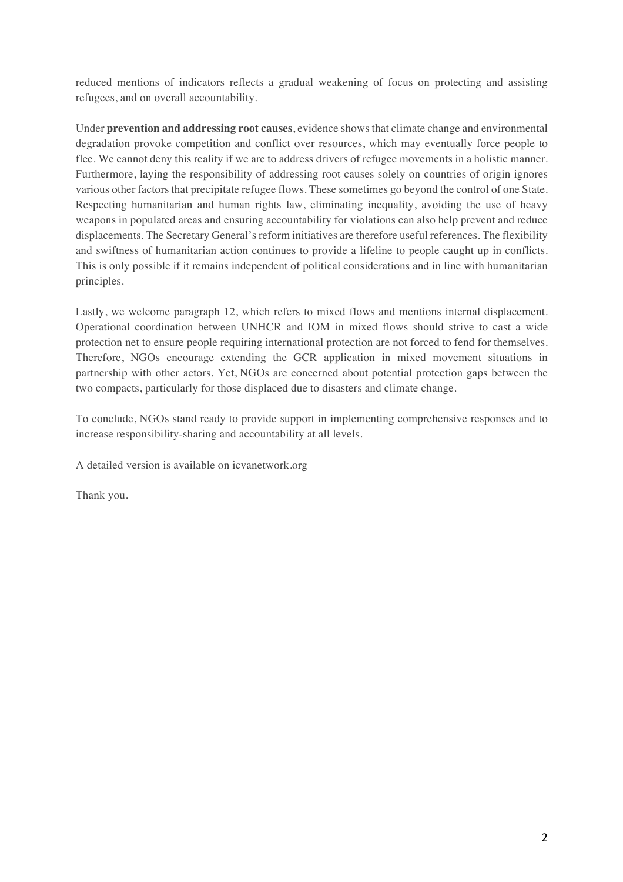reduced mentions of indicators reflects a gradual weakening of focus on protecting and assisting refugees, and on overall accountability.

Under **prevention and addressing root causes**, evidence shows that climate change and environmental degradation provoke competition and conflict over resources, which may eventually force people to flee. We cannot deny this reality if we are to address drivers of refugee movements in a holistic manner. Furthermore, laying the responsibility of addressing root causes solely on countries of origin ignores various other factors that precipitate refugee flows. These sometimes go beyond the control of one State. Respecting humanitarian and human rights law, eliminating inequality, avoiding the use of heavy weapons in populated areas and ensuring accountability for violations can also help prevent and reduce displacements. The Secretary General's reform initiatives are therefore useful references. The flexibility and swiftness of humanitarian action continues to provide a lifeline to people caught up in conflicts. This is only possible if it remains independent of political considerations and in line with humanitarian principles.

Lastly, we welcome paragraph 12, which refers to mixed flows and mentions internal displacement. Operational coordination between UNHCR and IOM in mixed flows should strive to cast a wide protection net to ensure people requiring international protection are not forced to fend for themselves. Therefore, NGOs encourage extending the GCR application in mixed movement situations in partnership with other actors. Yet, NGOs are concerned about potential protection gaps between the two compacts, particularly for those displaced due to disasters and climate change.

To conclude, NGOs stand ready to provide support in implementing comprehensive responses and to increase responsibility-sharing and accountability at all levels.

A detailed version is available on icvanetwork.org

Thank you.